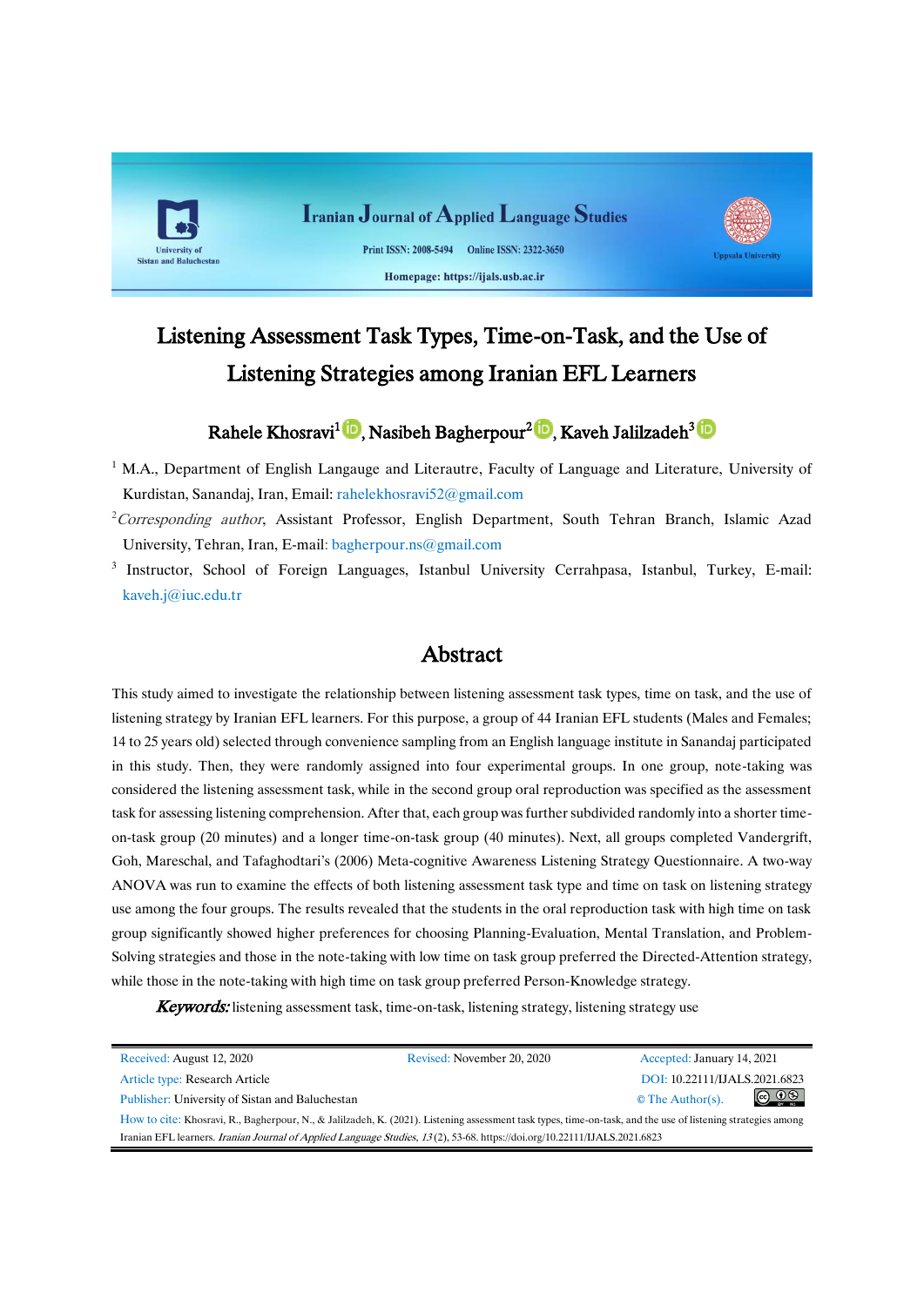Iranian Journal of Applied Language Studies

Print ISSN: 2008-5494 Online ISSN: 2322-3650

Homepage: https://ijals.usb.ac.ir

University of Sistan and Baluchestan

Uppsala University

# Listening Assessment Task Types, Time-on-Task, and the Use of Listening Strategies among Iranian EFL Learners

**Rahele Khosravi[1], Nasibeh Bagherpour[2], Kaveh Jalilzadeh[3]**

[1] M.A., Department of English Langauge and Literautre, Faculty of Language and Literature, University of Kurdistan, Sanandaj, Iran, Email: rahelekhosravi52@gmail.com

[2] *Corresponding author*, Assistant Professor, English Department, South Tehran Branch, Islamic Azad University, Tehran, Iran, E-mail: bagherpour.ns@gmail.com

[3] Instructor, School of Foreign Languages, Istanbul University Cerrahpasa, Istanbul, Turkey, E-mail: kaveh.j@iuc.edu.tr

## Abstract

This study aimed to investigate the relationship between listening assessment task types, time on task, and the use of listening strategy by Iranian EFL learners. For this purpose, a group of 44 Iranian EFL students (Males and Females; 14 to 25 years old) selected through convenience sampling from an English language institute in Sanandaj participated in this study. Then, they were randomly assigned into four experimental groups. In one group, note-taking was considered the listening assessment task, while in the second group oral reproduction was specified as the assessment task for assessing listening comprehension. After that, each group was further subdivided randomly into a shorter time-on-task group (20 minutes) and a longer time-on-task group (40 minutes). Next, all groups completed Vandergrift, Goh, Mareschal, and Tafaghodtari's (2006) Meta-cognitive Awareness Listening Strategy Questionnaire. A two-way ANOVA was run to examine the effects of both listening assessment task type and time on task on listening strategy use among the four groups. The results revealed that the students in the oral reproduction task with high time on task group significantly showed higher preferences for choosing Planning-Evaluation, Mental Translation, and Problem-Solving strategies and those in the note-taking with low time on task group preferred the Directed-Attention strategy, while those in the note-taking with high time on task group preferred Person-Knowledge strategy.

***Keywords:*** listening assessment task, time-on-task, listening strategy, listening strategy use

---

Received: August 12, 2020 Revised: November 20, 2020 Accepted: January 14, 2021

Article type: Research Article DOI: 10.22111/IJALS.2021.6823

Publisher: University of Sistan and Baluchestan © The Author(s).

How to cite: Khosravi, R., Bagherpour, N., & Jalilzadeh, K. (2021). Listening assessment task types, time-on-task, and the use of listening strategies among Iranian EFL learners. *Iranian Journal of Applied Language Studies, 13*(2), 53-68. https://doi.org/10.22111/IJALS.2021.6823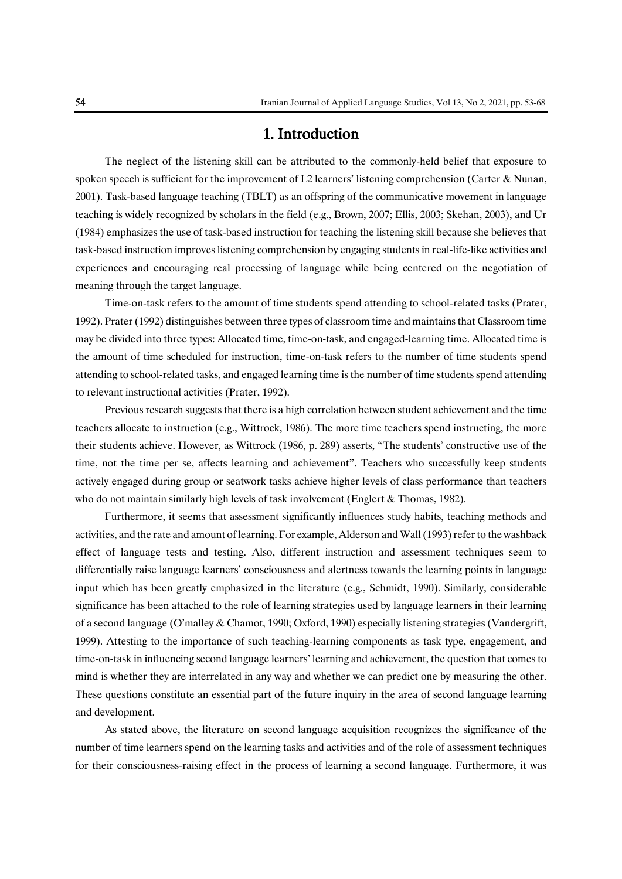# 1. Introduction

The neglect of the listening skill can be attributed to the commonly-held belief that exposure to spoken speech is sufficient for the improvement of L2 learners' listening comprehension (Carter & Nunan, 2001). Task-based language teaching (TBLT) as an offspring of the communicative movement in language teaching is widely recognized by scholars in the field (e.g., Brown, 2007; Ellis, 2003; Skehan, 2003), and Ur (1984) emphasizes the use of task-based instruction for teaching the listening skill because she believes that task-based instruction improves listening comprehension by engaging students in real-life-like activities and experiences and encouraging real processing of language while being centered on the negotiation of meaning through the target language.

Time-on-task refers to the amount of time students spend attending to school-related tasks (Prater, 1992). Prater (1992) distinguishes between three types of classroom time and maintains that Classroom time may be divided into three types: Allocated time, time-on-task, and engaged-learning time. Allocated time is the amount of time scheduled for instruction, time-on-task refers to the number of time students spend attending to school-related tasks, and engaged learning time is the number of time students spend attending to relevant instructional activities (Prater, 1992).

Previous research suggests that there is a high correlation between student achievement and the time teachers allocate to instruction (e.g., Wittrock, 1986). The more time teachers spend instructing, the more their students achieve. However, as Wittrock (1986, p. 289) asserts, "The students' constructive use of the time, not the time per se, affects learning and achievement". Teachers who successfully keep students actively engaged during group or seatwork tasks achieve higher levels of class performance than teachers who do not maintain similarly high levels of task involvement (Englert & Thomas, 1982).

Furthermore, it seems that assessment significantly influences study habits, teaching methods and activities, and the rate and amount of learning. For example, Alderson and Wall (1993) refer to the washback effect of language tests and testing. Also, different instruction and assessment techniques seem to differentially raise language learners' consciousness and alertness towards the learning points in language input which has been greatly emphasized in the literature (e.g., Schmidt, 1990). Similarly, considerable significance has been attached to the role of learning strategies used by language learners in their learning of a second language (O'malley & Chamot, 1990; Oxford, 1990) especially listening strategies (Vandergrift, 1999). Attesting to the importance of such teaching-learning components as task type, engagement, and time-on-task in influencing second language learners' learning and achievement, the question that comes to mind is whether they are interrelated in any way and whether we can predict one by measuring the other. These questions constitute an essential part of the future inquiry in the area of second language learning and development.

As stated above, the literature on second language acquisition recognizes the significance of the number of time learners spend on the learning tasks and activities and of the role of assessment techniques for their consciousness-raising effect in the process of learning a second language. Furthermore, it was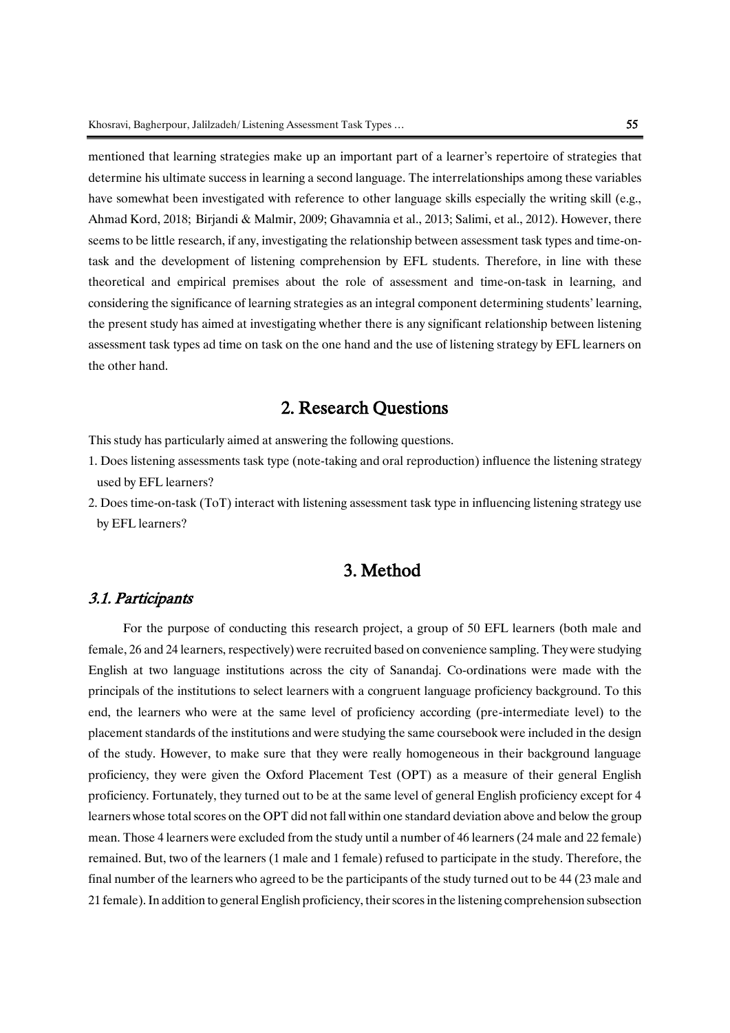mentioned that learning strategies make up an important part of a learner's repertoire of strategies that determine his ultimate success in learning a second language. The interrelationships among these variables have somewhat been investigated with reference to other language skills especially the writing skill (e.g., Ahmad Kord, 2018; Birjandi & Malmir, 2009; Ghavamnia et al., 2013; Salimi, et al., 2012). However, there seems to be little research, if any, investigating the relationship between assessment task types and time-on-task and the development of listening comprehension by EFL students. Therefore, in line with these theoretical and empirical premises about the role of assessment and time-on-task in learning, and considering the significance of learning strategies as an integral component determining students' learning, the present study has aimed at investigating whether there is any significant relationship between listening assessment task types ad time on task on the one hand and the use of listening strategy by EFL learners on the other hand.

## 2. Research Questions

This study has particularly aimed at answering the following questions.

1. Does listening assessments task type (note-taking and oral reproduction) influence the listening strategy used by EFL learners?
2. Does time-on-task (ToT) interact with listening assessment task type in influencing listening strategy use by EFL learners?

## 3. Method

### *3.1. Participants*

For the purpose of conducting this research project, a group of 50 EFL learners (both male and female, 26 and 24 learners, respectively) were recruited based on convenience sampling. They were studying English at two language institutions across the city of Sanandaj. Co-ordinations were made with the principals of the institutions to select learners with a congruent language proficiency background. To this end, the learners who were at the same level of proficiency according (pre-intermediate level) to the placement standards of the institutions and were studying the same coursebook were included in the design of the study. However, to make sure that they were really homogeneous in their background language proficiency, they were given the Oxford Placement Test (OPT) as a measure of their general English proficiency. Fortunately, they turned out to be at the same level of general English proficiency except for 4 learners whose total scores on the OPT did not fall within one standard deviation above and below the group mean. Those 4 learners were excluded from the study until a number of 46 learners (24 male and 22 female) remained. But, two of the learners (1 male and 1 female) refused to participate in the study. Therefore, the final number of the learners who agreed to be the participants of the study turned out to be 44 (23 male and 21 female). In addition to general English proficiency, their scores in the listening comprehension subsection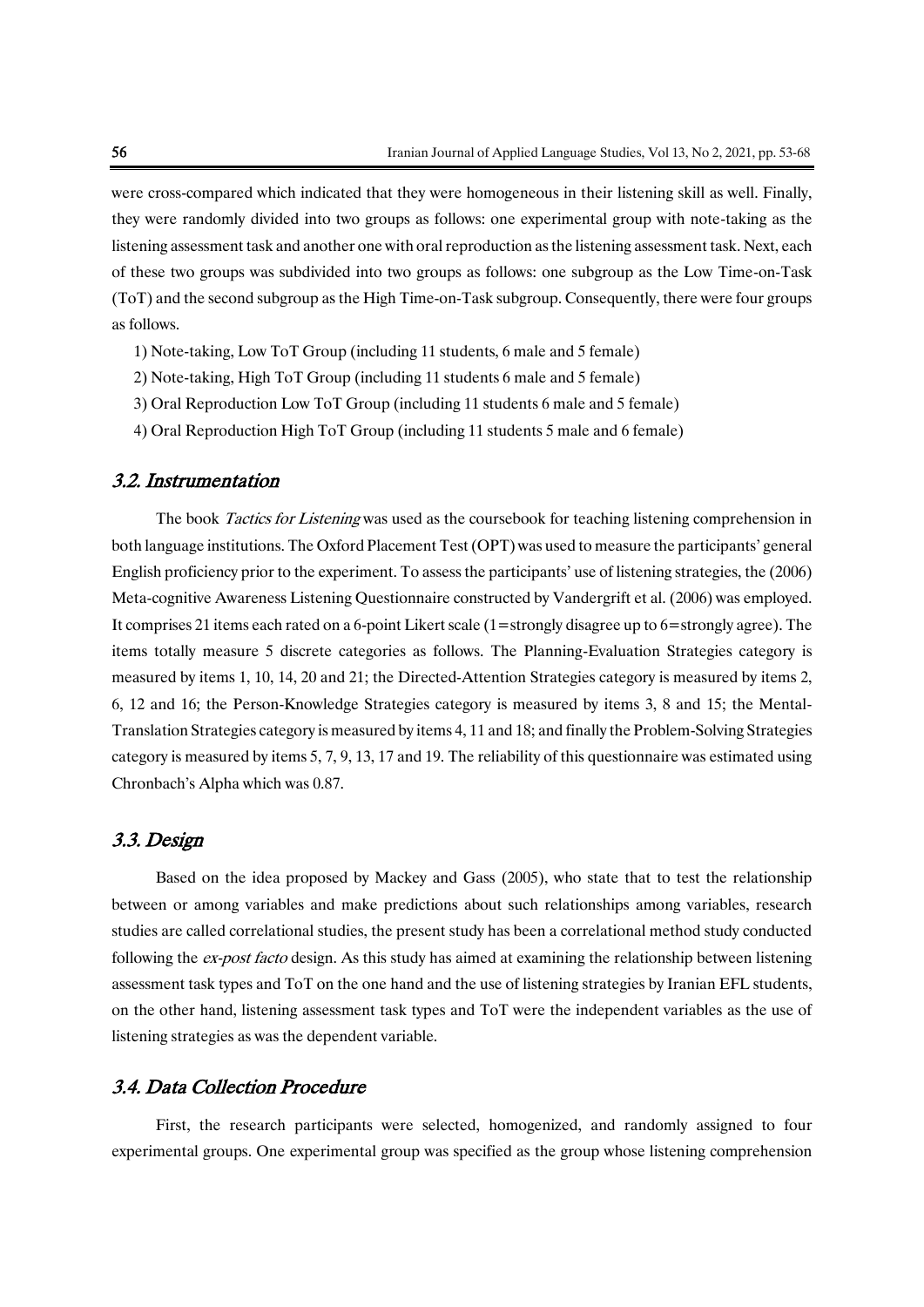were cross-compared which indicated that they were homogeneous in their listening skill as well. Finally, they were randomly divided into two groups as follows: one experimental group with note-taking as the listening assessment task and another one with oral reproduction as the listening assessment task. Next, each of these two groups was subdivided into two groups as follows: one subgroup as the Low Time-on-Task (ToT) and the second subgroup as the High Time-on-Task subgroup. Consequently, there were four groups as follows.

1) Note-taking, Low ToT Group (including 11 students, 6 male and 5 female)
2) Note-taking, High ToT Group (including 11 students 6 male and 5 female)
3) Oral Reproduction Low ToT Group (including 11 students 6 male and 5 female)
4) Oral Reproduction High ToT Group (including 11 students 5 male and 6 female)

## 3.2. Instrumentation

The book *Tactics for Listening* was used as the coursebook for teaching listening comprehension in both language institutions. The Oxford Placement Test (OPT) was used to measure the participants' general English proficiency prior to the experiment. To assess the participants' use of listening strategies, the (2006) Meta-cognitive Awareness Listening Questionnaire constructed by Vandergrift et al. (2006) was employed. It comprises 21 items each rated on a 6-point Likert scale (1=strongly disagree up to 6=strongly agree). The items totally measure 5 discrete categories as follows. The Planning-Evaluation Strategies category is measured by items 1, 10, 14, 20 and 21; the Directed-Attention Strategies category is measured by items 2, 6, 12 and 16; the Person-Knowledge Strategies category is measured by items 3, 8 and 15; the Mental-Translation Strategies category is measured by items 4, 11 and 18; and finally the Problem-Solving Strategies category is measured by items 5, 7, 9, 13, 17 and 19. The reliability of this questionnaire was estimated using Chronbach's Alpha which was 0.87.

## 3.3. Design

Based on the idea proposed by Mackey and Gass (2005), who state that to test the relationship between or among variables and make predictions about such relationships among variables, research studies are called correlational studies, the present study has been a correlational method study conducted following the *ex-post facto* design. As this study has aimed at examining the relationship between listening assessment task types and ToT on the one hand and the use of listening strategies by Iranian EFL students, on the other hand, listening assessment task types and ToT were the independent variables as the use of listening strategies as was the dependent variable.

## 3.4. Data Collection Procedure

First, the research participants were selected, homogenized, and randomly assigned to four experimental groups. One experimental group was specified as the group whose listening comprehension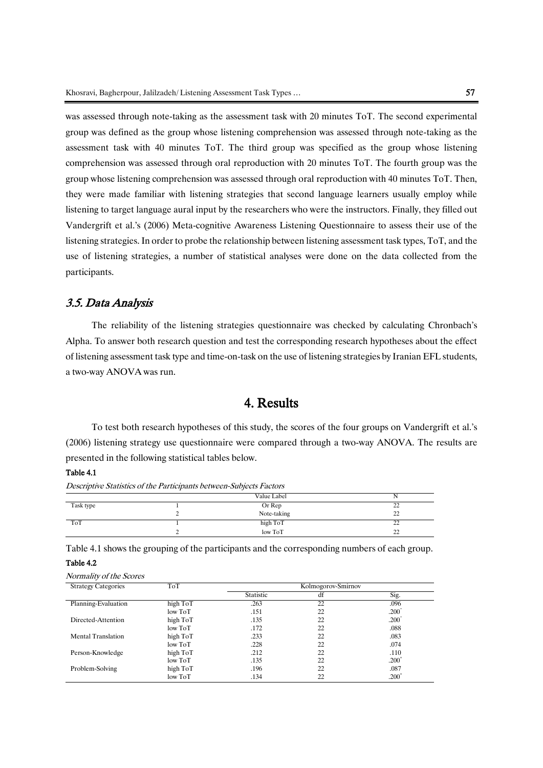was assessed through note-taking as the assessment task with 20 minutes ToT. The second experimental group was defined as the group whose listening comprehension was assessed through note-taking as the assessment task with 40 minutes ToT. The third group was specified as the group whose listening comprehension was assessed through oral reproduction with 20 minutes ToT. The fourth group was the group whose listening comprehension was assessed through oral reproduction with 40 minutes ToT. Then, they were made familiar with listening strategies that second language learners usually employ while listening to target language aural input by the researchers who were the instructors. Finally, they filled out Vandergrift et al.'s (2006) Meta-cognitive Awareness Listening Questionnaire to assess their use of the listening strategies. In order to probe the relationship between listening assessment task types, ToT, and the use of listening strategies, a number of statistical analyses were done on the data collected from the participants.

### 3.5. Data Analysis

The reliability of the listening strategies questionnaire was checked by calculating Chronbach's Alpha. To answer both research question and test the corresponding research hypotheses about the effect of listening assessment task type and time-on-task on the use of listening strategies by Iranian EFL students, a two-way ANOVA was run.

## 4. Results

To test both research hypotheses of this study, the scores of the four groups on Vandergrift et al.'s (2006) listening strategy use questionnaire were compared through a two-way ANOVA. The results are presented in the following statistical tables below.

**Table 4.1**

*Descriptive Statistics of the Participants between-Subjects Factors*

| | | Value Label | N |
|---|---|---|---|
| Task type | 1 | Or Rep | 22 |
| | 2 | Note-taking | 22 |
| ToT | 1 | high ToT | 22 |
| | 2 | low ToT | 22 |

Table 4.1 shows the grouping of the participants and the corresponding numbers of each group.

**Table 4.2**

*Normality of the Scores*

| Strategy Categories | ToT | Kolmogorov-Smirnov | | |
|---|---|---|---|---|
| | | Statistic | df | Sig. |
| Planning-Evaluation | high ToT | .263 | 22 | .096 |
| | low ToT | .151 | 22 | .200* |
| Directed-Attention | high ToT | .135 | 22 | .200* |
| | low ToT | .172 | 22 | .088 |
| Mental Translation | high ToT | .233 | 22 | .083 |
| | low ToT | .228 | 22 | .074 |
| Person-Knowledge | high ToT | .212 | 22 | .110 |
| | low ToT | .135 | 22 | .200* |
| Problem-Solving | high ToT | .196 | 22 | .087 |
| | low ToT | .134 | 22 | .200* |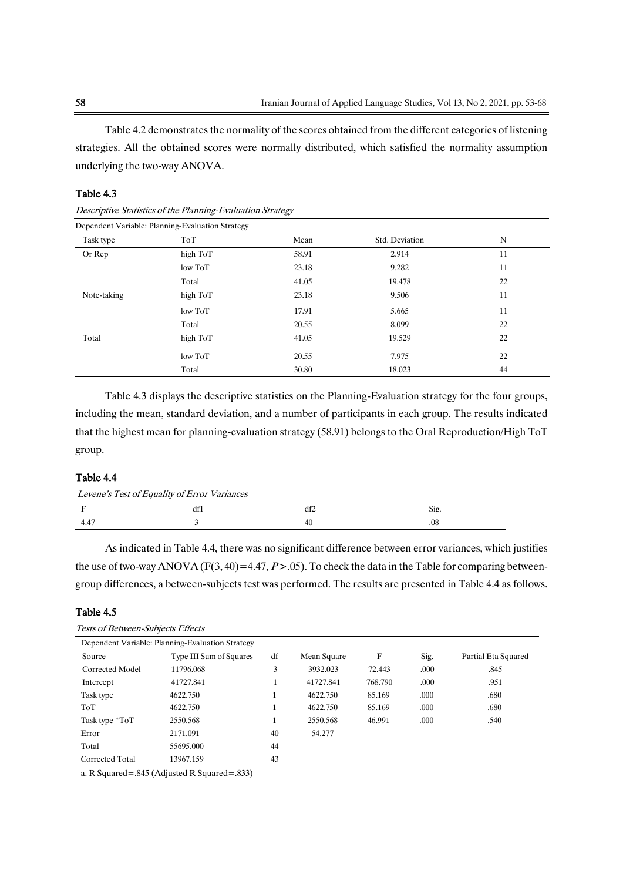Table 4.2 demonstrates the normality of the scores obtained from the different categories of listening strategies. All the obtained scores were normally distributed, which satisfied the normality assumption underlying the two-way ANOVA.

**Table 4.3**

*Descriptive Statistics of the Planning-Evaluation Strategy*

Dependent Variable: Planning-Evaluation Strategy

| Task type | ToT | Mean | Std. Deviation | N |
|---|---|---|---|---|
| Or Rep | high ToT | 58.91 | 2.914 | 11 |
| | low ToT | 23.18 | 9.282 | 11 |
| | Total | 41.05 | 19.478 | 22 |
| Note-taking | high ToT | 23.18 | 9.506 | 11 |
| | low ToT | 17.91 | 5.665 | 11 |
| | Total | 20.55 | 8.099 | 22 |
| Total | high ToT | 41.05 | 19.529 | 22 |
| | low ToT | 20.55 | 7.975 | 22 |
| | Total | 30.80 | 18.023 | 44 |

Table 4.3 displays the descriptive statistics on the Planning-Evaluation strategy for the four groups, including the mean, standard deviation, and a number of participants in each group. The results indicated that the highest mean for planning-evaluation strategy (58.91) belongs to the Oral Reproduction/High ToT group.

**Table 4.4**

*Levene's Test of Equality of Error Variances*

| F | df1 | df2 | Sig. |
|---|---|---|---|
| 4.47 | 3 | 40 | .08 |

As indicated in Table 4.4, there was no significant difference between error variances, which justifies the use of two-way ANOVA ($F(3, 40)=4.47$, $P>.05$). To check the data in the Table for comparing between-group differences, a between-subjects test was performed. The results are presented in Table 4.4 as follows.

**Table 4.5**

*Tests of Between-Subjects Effects*

Dependent Variable: Planning-Evaluation Strategy

| Source | Type III Sum of Squares | df | Mean Square | F | Sig. | Partial Eta Squared |
|---|---|---|---|---|---|---|
| Corrected Model | 11796.068 | 3 | 3932.023 | 72.443 | .000 | .845 |
| Intercept | 41727.841 | 1 | 41727.841 | 768.790 | .000 | .951 |
| Task type | 4622.750 | 1 | 4622.750 | 85.169 | .000 | .680 |
| ToT | 4622.750 | 1 | 4622.750 | 85.169 | .000 | .680 |
| Task type *ToT | 2550.568 | 1 | 2550.568 | 46.991 | .000 | .540 |
| Error | 2171.091 | 40 | 54.277 | | | |
| Total | 55695.000 | 44 | | | | |
| Corrected Total | 13967.159 | 43 | | | | |

a. R Squared=.845 (Adjusted R Squared=.833)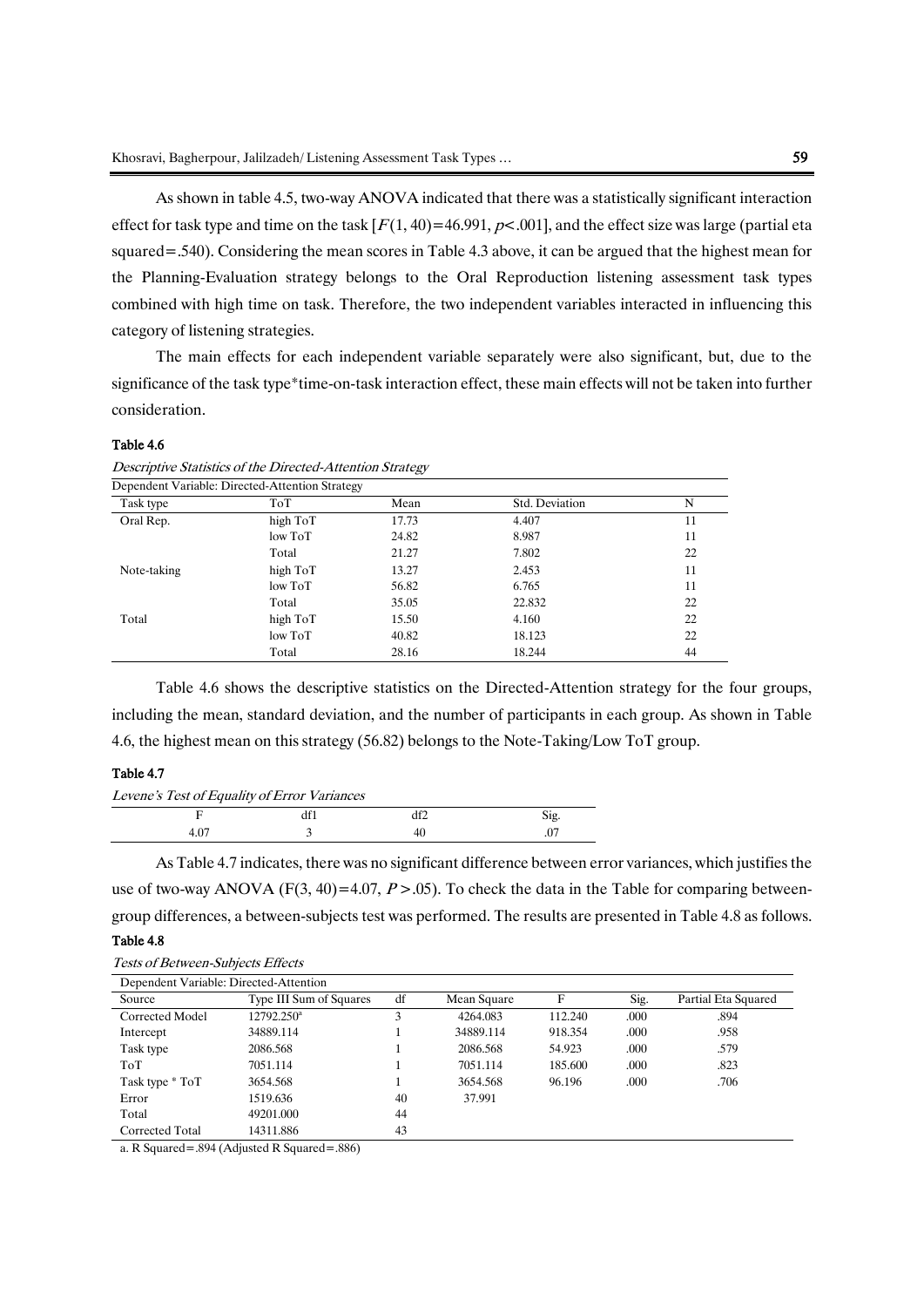As shown in table 4.5, two-way ANOVA indicated that there was a statistically significant interaction effect for task type and time on the task [$F(1, 40)=46.991$, $p<.001$], and the effect size was large (partial eta squared=.540). Considering the mean scores in Table 4.3 above, it can be argued that the highest mean for the Planning-Evaluation strategy belongs to the Oral Reproduction listening assessment task types combined with high time on task. Therefore, the two independent variables interacted in influencing this category of listening strategies.

The main effects for each independent variable separately were also significant, but, due to the significance of the task type*time-on-task interaction effect, these main effects will not be taken into further consideration.

**Table 4.6**

*Descriptive Statistics of the Directed-Attention Strategy*

| Dependent Variable: Directed-Attention Strategy | | | | |
|---|---|---|---|---|
| Task type | ToT | Mean | Std. Deviation | N |
| Oral Rep. | high ToT | 17.73 | 4.407 | 11 |
| | low ToT | 24.82 | 8.987 | 11 |
| | Total | 21.27 | 7.802 | 22 |
| Note-taking | high ToT | 13.27 | 2.453 | 11 |
| | low ToT | 56.82 | 6.765 | 11 |
| | Total | 35.05 | 22.832 | 22 |
| Total | high ToT | 15.50 | 4.160 | 22 |
| | low ToT | 40.82 | 18.123 | 22 |
| | Total | 28.16 | 18.244 | 44 |

Table 4.6 shows the descriptive statistics on the Directed-Attention strategy for the four groups, including the mean, standard deviation, and the number of participants in each group. As shown in Table 4.6, the highest mean on this strategy (56.82) belongs to the Note-Taking/Low ToT group.

**Table 4.7**

*Levene's Test of Equality of Error Variances*

| F | df1 | df2 | Sig. |
|---|---|---|---|
| 4.07 | 3 | 40 | .07 |

As Table 4.7 indicates, there was no significant difference between error variances, which justifies the use of two-way ANOVA ($F(3, 40)=4.07$, $P>.05$). To check the data in the Table for comparing between-group differences, a between-subjects test was performed. The results are presented in Table 4.8 as follows.

**Table 4.8**

*Tests of Between-Subjects Effects*

| Dependent Variable: Directed-Attention | | | | | | |
|---|---|---|---|---|---|---|
| Source | Type III Sum of Squares | df | Mean Square | F | Sig. | Partial Eta Squared |
| Corrected Model | 12792.250[a] | 3 | 4264.083 | 112.240 | .000 | .894 |
| Intercept | 34889.114 | 1 | 34889.114 | 918.354 | .000 | .958 |
| Task type | 2086.568 | 1 | 2086.568 | 54.923 | .000 | .579 |
| ToT | 7051.114 | 1 | 7051.114 | 185.600 | .000 | .823 |
| Task type * ToT | 3654.568 | 1 | 3654.568 | 96.196 | .000 | .706 |
| Error | 1519.636 | 40 | 37.991 | | | |
| Total | 49201.000 | 44 | | | | |
| Corrected Total | 14311.886 | 43 | | | | |

a. R Squared=.894 (Adjusted R Squared=.886)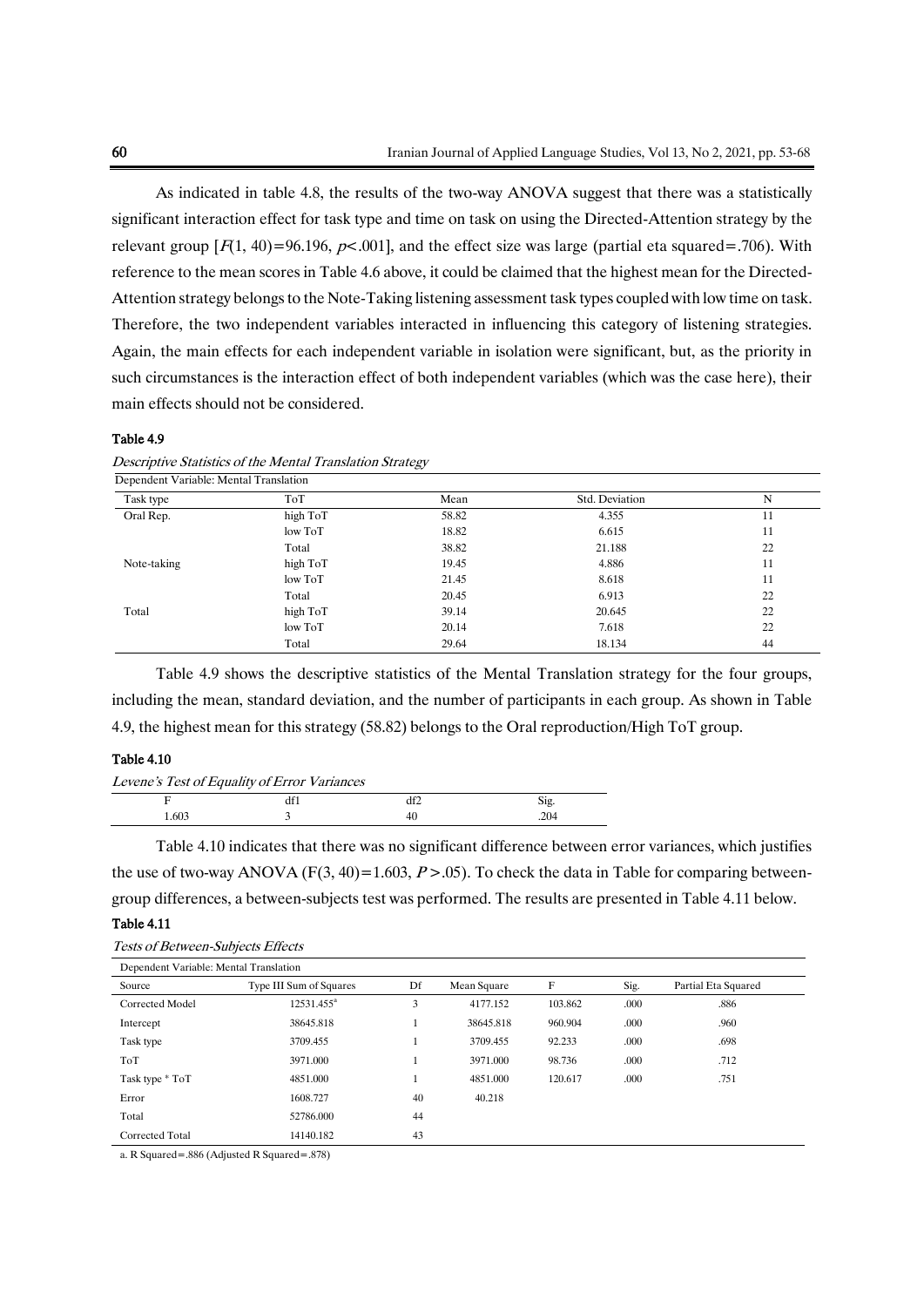As indicated in table 4.8, the results of the two-way ANOVA suggest that there was a statistically significant interaction effect for task type and time on task on using the Directed-Attention strategy by the relevant group [$F(1, 40)=96.196$, $p<.001$], and the effect size was large (partial eta squared=.706). With reference to the mean scores in Table 4.6 above, it could be claimed that the highest mean for the Directed-Attention strategy belongs to the Note-Taking listening assessment task types coupled with low time on task. Therefore, the two independent variables interacted in influencing this category of listening strategies. Again, the main effects for each independent variable in isolation were significant, but, as the priority in such circumstances is the interaction effect of both independent variables (which was the case here), their main effects should not be considered.

**Table 4.9**

*Descriptive Statistics of the Mental Translation Strategy*

Dependent Variable: Mental Translation

| Task type | ToT | Mean | Std. Deviation | N |
|---|---|---|---|---|
| Oral Rep. | high ToT | 58.82 | 4.355 | 11 |
| | low ToT | 18.82 | 6.615 | 11 |
| | Total | 38.82 | 21.188 | 22 |
| Note-taking | high ToT | 19.45 | 4.886 | 11 |
| | low ToT | 21.45 | 8.618 | 11 |
| | Total | 20.45 | 6.913 | 22 |
| Total | high ToT | 39.14 | 20.645 | 22 |
| | low ToT | 20.14 | 7.618 | 22 |
| | Total | 29.64 | 18.134 | 44 |

Table 4.9 shows the descriptive statistics of the Mental Translation strategy for the four groups, including the mean, standard deviation, and the number of participants in each group. As shown in Table 4.9, the highest mean for this strategy (58.82) belongs to the Oral reproduction/High ToT group.

**Table 4.10**

*Levene's Test of Equality of Error Variances*

| F | df1 | df2 | Sig. |
|---|---|---|---|
| 1.603 | 3 | 40 | .204 |

Table 4.10 indicates that there was no significant difference between error variances, which justifies the use of two-way ANOVA ($F(3, 40)=1.603$, $P>.05$). To check the data in Table for comparing between-group differences, a between-subjects test was performed. The results are presented in Table 4.11 below.

**Table 4.11**

*Tests of Between-Subjects Effects*

Dependent Variable: Mental Translation

| Source | Type III Sum of Squares | Df | Mean Square | F | Sig. | Partial Eta Squared |
|---|---|---|---|---|---|---|
| Corrected Model | 12531.455[a] | 3 | 4177.152 | 103.862 | .000 | .886 |
| Intercept | 38645.818 | 1 | 38645.818 | 960.904 | .000 | .960 |
| Task type | 3709.455 | 1 | 3709.455 | 92.233 | .000 | .698 |
| ToT | 3971.000 | 1 | 3971.000 | 98.736 | .000 | .712 |
| Task type * ToT | 4851.000 | 1 | 4851.000 | 120.617 | .000 | .751 |
| Error | 1608.727 | 40 | 40.218 | | | |
| Total | 52786.000 | 44 | | | | |
| Corrected Total | 14140.182 | 43 | | | | |

a. R Squared=.886 (Adjusted R Squared=.878)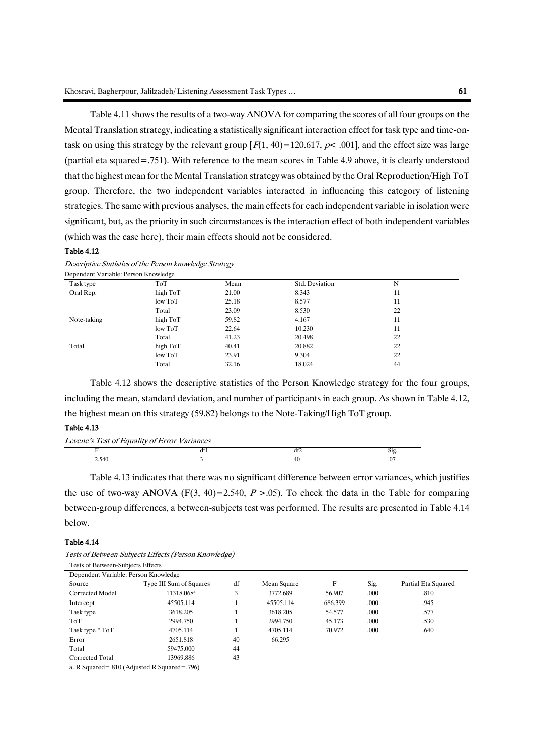Table 4.11 shows the results of a two-way ANOVA for comparing the scores of all four groups on the Mental Translation strategy, indicating a statistically significant interaction effect for task type and time-on-task on using this strategy by the relevant group [$F(1, 40)=120.617$, $p< .001$], and the effect size was large (partial eta squared=.751). With reference to the mean scores in Table 4.9 above, it is clearly understood that the highest mean for the Mental Translation strategy was obtained by the Oral Reproduction/High ToT group. Therefore, the two independent variables interacted in influencing this category of listening strategies. The same with previous analyses, the main effects for each independent variable in isolation were significant, but, as the priority in such circumstances is the interaction effect of both independent variables (which was the case here), their main effects should not be considered.

**Table 4.12**

*Descriptive Statistics of the Person knowledge Strategy*

| Dependent Variable: Person Knowledge | | | | |
|---|---|---|---|---|
| Task type | ToT | Mean | Std. Deviation | N |
| Oral Rep. | high ToT | 21.00 | 8.343 | 11 |
| | low ToT | 25.18 | 8.577 | 11 |
| | Total | 23.09 | 8.530 | 22 |
| Note-taking | high ToT | 59.82 | 4.167 | 11 |
| | low ToT | 22.64 | 10.230 | 11 |
| | Total | 41.23 | 20.498 | 22 |
| Total | high ToT | 40.41 | 20.882 | 22 |
| | low ToT | 23.91 | 9.304 | 22 |
| | Total | 32.16 | 18.024 | 44 |

Table 4.12 shows the descriptive statistics of the Person Knowledge strategy for the four groups, including the mean, standard deviation, and number of participants in each group. As shown in Table 4.12, the highest mean on this strategy (59.82) belongs to the Note-Taking/High ToT group.

**Table 4.13**

*Levene's Test of Equality of Error Variances*

| F | df1 | df2 | Sig. |
|---|---|---|---|
| 2.540 | 3 | 40 | .07 |

Table 4.13 indicates that there was no significant difference between error variances, which justifies the use of two-way ANOVA ($F(3, 40)=2.540$, $P >.05$). To check the data in the Table for comparing between-group differences, a between-subjects test was performed. The results are presented in Table 4.14 below.

**Table 4.14**

*Tests of Between-Subjects Effects (Person Knowledge)*

| Tests of Between-Subjects Effects | | | | | | |
|---|---|---|---|---|---|---|
| Dependent Variable: Person Knowledge | | | | | | |
| Source | Type III Sum of Squares | df | Mean Square | F | Sig. | Partial Eta Squared |
| Corrected Model | 11318.068[a] | 3 | 3772.689 | 56.907 | .000 | .810 |
| Intercept | 45505.114 | 1 | 45505.114 | 686.399 | .000 | .945 |
| Task type | 3618.205 | 1 | 3618.205 | 54.577 | .000 | .577 |
| ToT | 2994.750 | 1 | 2994.750 | 45.173 | .000 | .530 |
| Task type * ToT | 4705.114 | 1 | 4705.114 | 70.972 | .000 | .640 |
| Error | 2651.818 | 40 | 66.295 | | | |
| Total | 59475.000 | 44 | | | | |
| Corrected Total | 13969.886 | 43 | | | | |

a. R Squared=.810 (Adjusted R Squared=.796)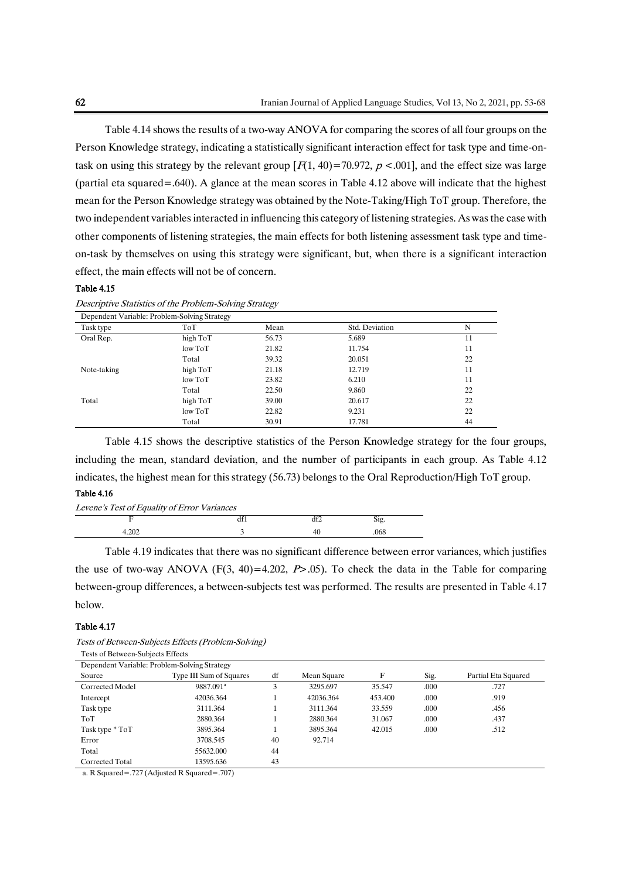Table 4.14 shows the results of a two-way ANOVA for comparing the scores of all four groups on the Person Knowledge strategy, indicating a statistically significant interaction effect for task type and time-on-task on using this strategy by the relevant group [$F(1, 40) = 70.972$, $p < .001$], and the effect size was large (partial eta squared=.640). A glance at the mean scores in Table 4.12 above will indicate that the highest mean for the Person Knowledge strategy was obtained by the Note-Taking/High ToT group. Therefore, the two independent variables interacted in influencing this category of listening strategies. As was the case with other components of listening strategies, the main effects for both listening assessment task type and time-on-task by themselves on using this strategy were significant, but, when there is a significant interaction effect, the main effects will not be of concern.

**Table 4.15**

*Descriptive Statistics of the Problem-Solving Strategy*

| Dependent Variable: Problem-Solving Strategy | | | | |
|---|---|---|---|---|
| Task type | ToT | Mean | Std. Deviation | N |
| Oral Rep. | high ToT | 56.73 | 5.689 | 11 |
| | low ToT | 21.82 | 11.754 | 11 |
| | Total | 39.32 | 20.051 | 22 |
| Note-taking | high ToT | 21.18 | 12.719 | 11 |
| | low ToT | 23.82 | 6.210 | 11 |
| | Total | 22.50 | 9.860 | 22 |
| Total | high ToT | 39.00 | 20.617 | 22 |
| | low ToT | 22.82 | 9.231 | 22 |
| | Total | 30.91 | 17.781 | 44 |

Table 4.15 shows the descriptive statistics of the Person Knowledge strategy for the four groups, including the mean, standard deviation, and the number of participants in each group. As Table 4.12 indicates, the highest mean for this strategy (56.73) belongs to the Oral Reproduction/High ToT group.

**Table 4.16**

*Levene's Test of Equality of Error Variances*

| F | df1 | df2 | Sig. |
|---|---|---|---|
| 4.202 | 3 | 40 | .068 |

Table 4.19 indicates that there was no significant difference between error variances, which justifies the use of two-way ANOVA ($F(3, 40) = 4.202$, $P > .05$). To check the data in the Table for comparing between-group differences, a between-subjects test was performed. The results are presented in Table 4.17 below.

**Table 4.17**

*Tests of Between-Subjects Effects (Problem-Solving)*

| Tests of Between-Subjects Effects | | | | | | |
|---|---|---|---|---|---|---|
| Dependent Variable: Problem-Solving Strategy | | | | | | |
| Source | Type III Sum of Squares | df | Mean Square | F | Sig. | Partial Eta Squared |
| Corrected Model | 9887.091[a] | 3 | 3295.697 | 35.547 | .000 | .727 |
| Intercept | 42036.364 | 1 | 42036.364 | 453.400 | .000 | .919 |
| Task type | 3111.364 | 1 | 3111.364 | 33.559 | .000 | .456 |
| ToT | 2880.364 | 1 | 2880.364 | 31.067 | .000 | .437 |
| Task type * ToT | 3895.364 | 1 | 3895.364 | 42.015 | .000 | .512 |
| Error | 3708.545 | 40 | 92.714 | | | |
| Total | 55632.000 | 44 | | | | |
| Corrected Total | 13595.636 | 43 | | | | |

a. R Squared=.727 (Adjusted R Squared=.707)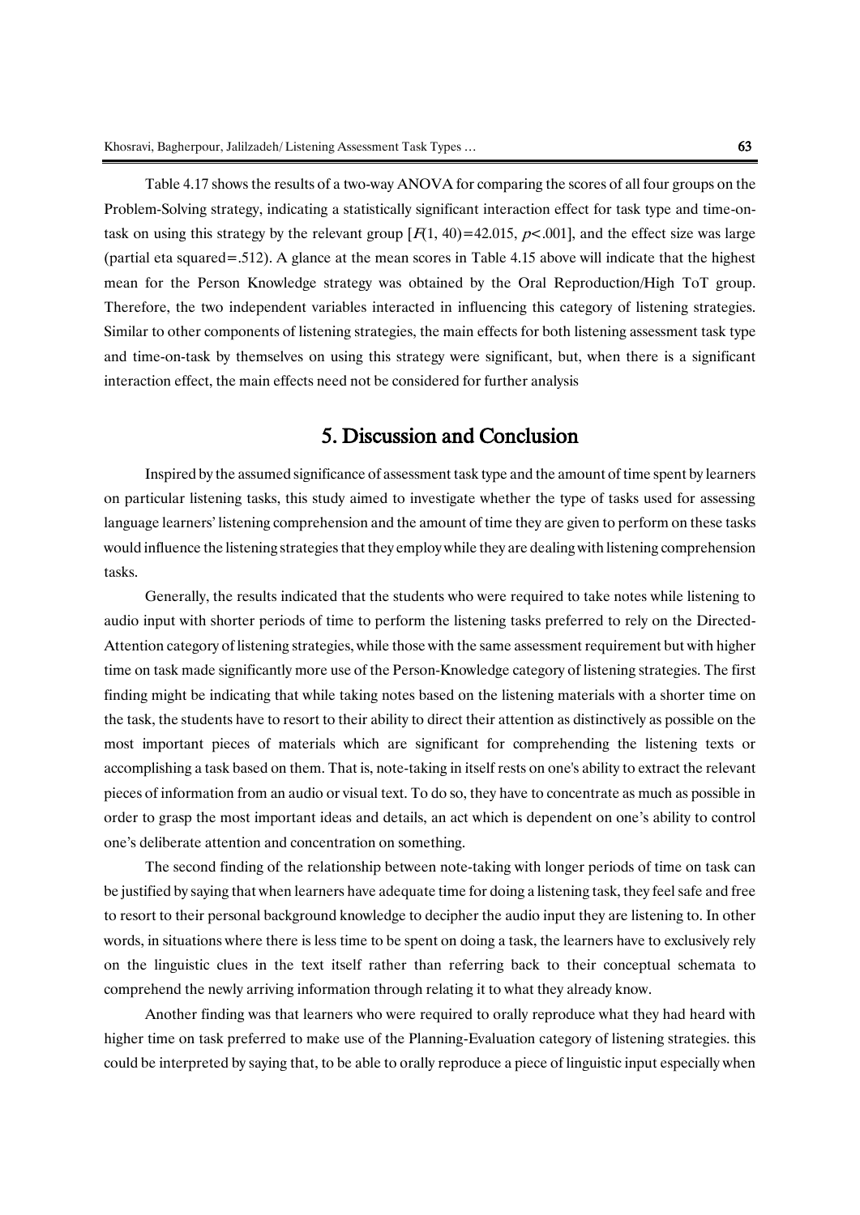Table 4.17 shows the results of a two-way ANOVA for comparing the scores of all four groups on the Problem-Solving strategy, indicating a statistically significant interaction effect for task type and time-on-task on using this strategy by the relevant group [$F(1, 40)=42.015$, $p<.001$], and the effect size was large (partial eta squared=.512). A glance at the mean scores in Table 4.15 above will indicate that the highest mean for the Person Knowledge strategy was obtained by the Oral Reproduction/High ToT group. Therefore, the two independent variables interacted in influencing this category of listening strategies. Similar to other components of listening strategies, the main effects for both listening assessment task type and time-on-task by themselves on using this strategy were significant, but, when there is a significant interaction effect, the main effects need not be considered for further analysis

## 5. Discussion and Conclusion

Inspired by the assumed significance of assessment task type and the amount of time spent by learners on particular listening tasks, this study aimed to investigate whether the type of tasks used for assessing language learners' listening comprehension and the amount of time they are given to perform on these tasks would influence the listening strategies that they employ while they are dealing with listening comprehension tasks.

Generally, the results indicated that the students who were required to take notes while listening to audio input with shorter periods of time to perform the listening tasks preferred to rely on the Directed-Attention category of listening strategies, while those with the same assessment requirement but with higher time on task made significantly more use of the Person-Knowledge category of listening strategies. The first finding might be indicating that while taking notes based on the listening materials with a shorter time on the task, the students have to resort to their ability to direct their attention as distinctively as possible on the most important pieces of materials which are significant for comprehending the listening texts or accomplishing a task based on them. That is, note-taking in itself rests on one's ability to extract the relevant pieces of information from an audio or visual text. To do so, they have to concentrate as much as possible in order to grasp the most important ideas and details, an act which is dependent on one's ability to control one's deliberate attention and concentration on something.

The second finding of the relationship between note-taking with longer periods of time on task can be justified by saying that when learners have adequate time for doing a listening task, they feel safe and free to resort to their personal background knowledge to decipher the audio input they are listening to. In other words, in situations where there is less time to be spent on doing a task, the learners have to exclusively rely on the linguistic clues in the text itself rather than referring back to their conceptual schemata to comprehend the newly arriving information through relating it to what they already know.

Another finding was that learners who were required to orally reproduce what they had heard with higher time on task preferred to make use of the Planning-Evaluation category of listening strategies. this could be interpreted by saying that, to be able to orally reproduce a piece of linguistic input especially when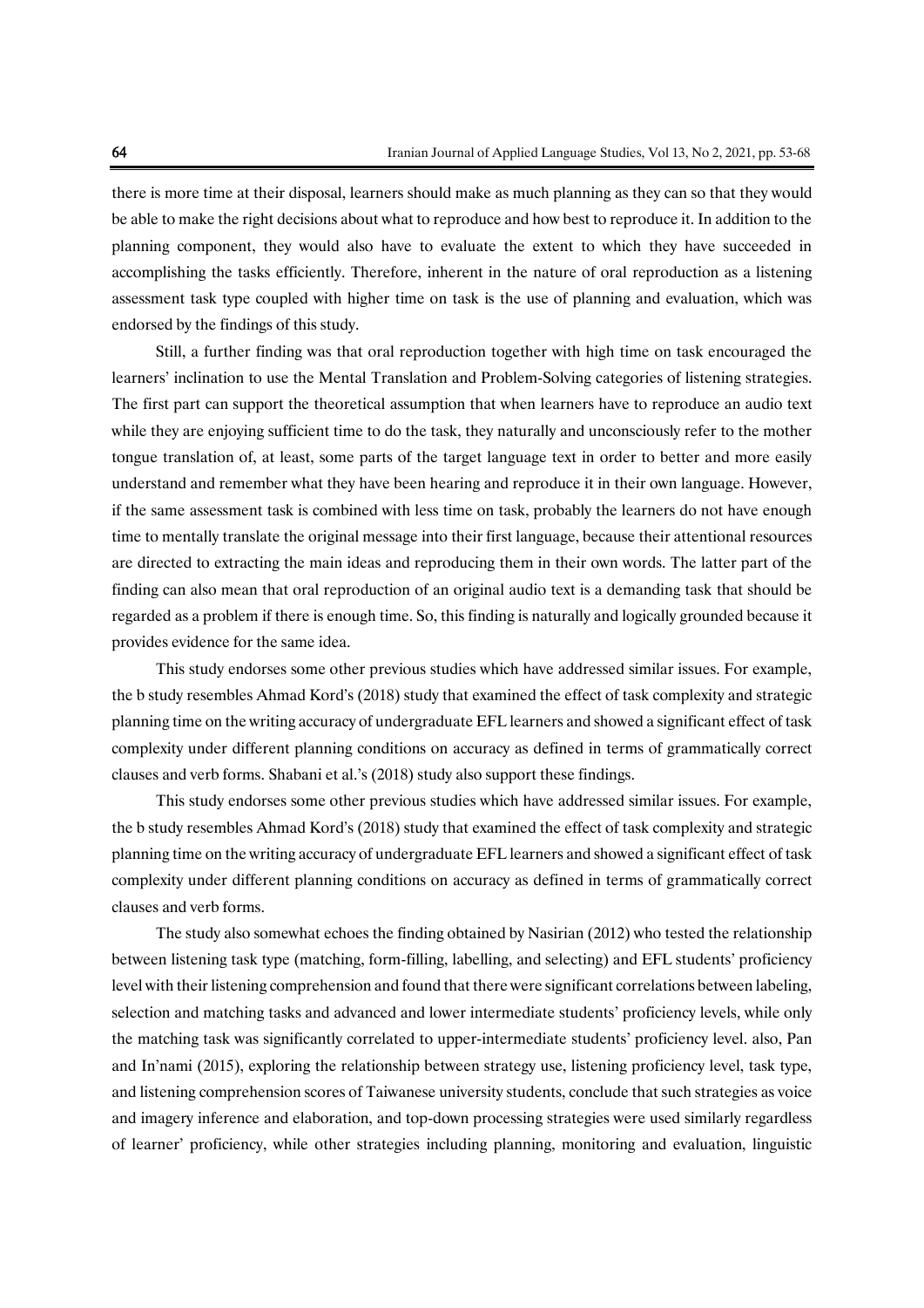there is more time at their disposal, learners should make as much planning as they can so that they would be able to make the right decisions about what to reproduce and how best to reproduce it. In addition to the planning component, they would also have to evaluate the extent to which they have succeeded in accomplishing the tasks efficiently. Therefore, inherent in the nature of oral reproduction as a listening assessment task type coupled with higher time on task is the use of planning and evaluation, which was endorsed by the findings of this study.

Still, a further finding was that oral reproduction together with high time on task encouraged the learners' inclination to use the Mental Translation and Problem-Solving categories of listening strategies. The first part can support the theoretical assumption that when learners have to reproduce an audio text while they are enjoying sufficient time to do the task, they naturally and unconsciously refer to the mother tongue translation of, at least, some parts of the target language text in order to better and more easily understand and remember what they have been hearing and reproduce it in their own language. However, if the same assessment task is combined with less time on task, probably the learners do not have enough time to mentally translate the original message into their first language, because their attentional resources are directed to extracting the main ideas and reproducing them in their own words. The latter part of the finding can also mean that oral reproduction of an original audio text is a demanding task that should be regarded as a problem if there is enough time. So, this finding is naturally and logically grounded because it provides evidence for the same idea.

This study endorses some other previous studies which have addressed similar issues. For example, the b study resembles Ahmad Kord's (2018) study that examined the effect of task complexity and strategic planning time on the writing accuracy of undergraduate EFL learners and showed a significant effect of task complexity under different planning conditions on accuracy as defined in terms of grammatically correct clauses and verb forms. Shabani et al.'s (2018) study also support these findings.

This study endorses some other previous studies which have addressed similar issues. For example, the b study resembles Ahmad Kord's (2018) study that examined the effect of task complexity and strategic planning time on the writing accuracy of undergraduate EFL learners and showed a significant effect of task complexity under different planning conditions on accuracy as defined in terms of grammatically correct clauses and verb forms.

The study also somewhat echoes the finding obtained by Nasirian (2012) who tested the relationship between listening task type (matching, form-filling, labelling, and selecting) and EFL students' proficiency level with their listening comprehension and found that there were significant correlations between labeling, selection and matching tasks and advanced and lower intermediate students' proficiency levels, while only the matching task was significantly correlated to upper-intermediate students' proficiency level. also, Pan and In'nami (2015), exploring the relationship between strategy use, listening proficiency level, task type, and listening comprehension scores of Taiwanese university students, conclude that such strategies as voice and imagery inference and elaboration, and top-down processing strategies were used similarly regardless of learner' proficiency, while other strategies including planning, monitoring and evaluation, linguistic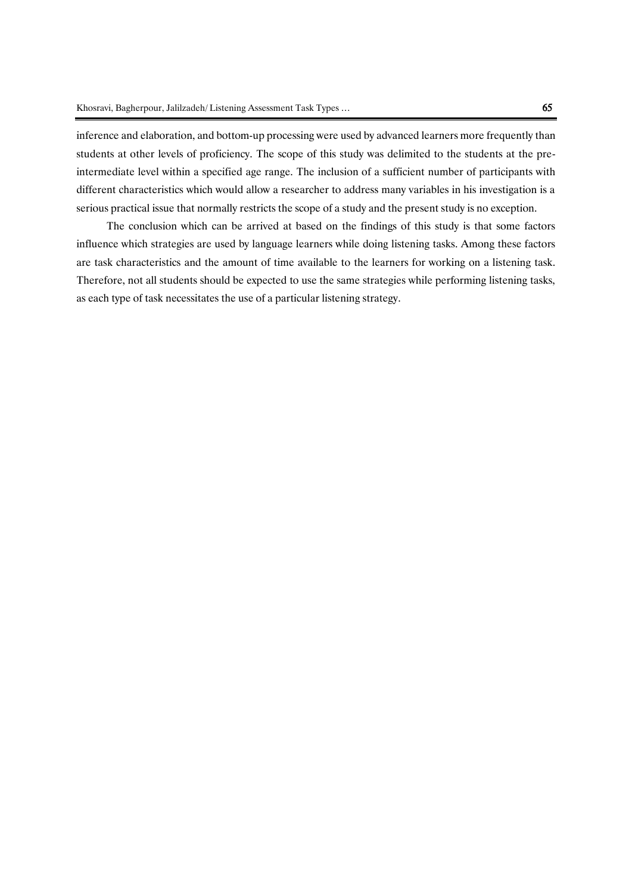inference and elaboration, and bottom-up processing were used by advanced learners more frequently than students at other levels of proficiency. The scope of this study was delimited to the students at the pre-intermediate level within a specified age range. The inclusion of a sufficient number of participants with different characteristics which would allow a researcher to address many variables in his investigation is a serious practical issue that normally restricts the scope of a study and the present study is no exception.

The conclusion which can be arrived at based on the findings of this study is that some factors influence which strategies are used by language learners while doing listening tasks. Among these factors are task characteristics and the amount of time available to the learners for working on a listening task. Therefore, not all students should be expected to use the same strategies while performing listening tasks, as each type of task necessitates the use of a particular listening strategy.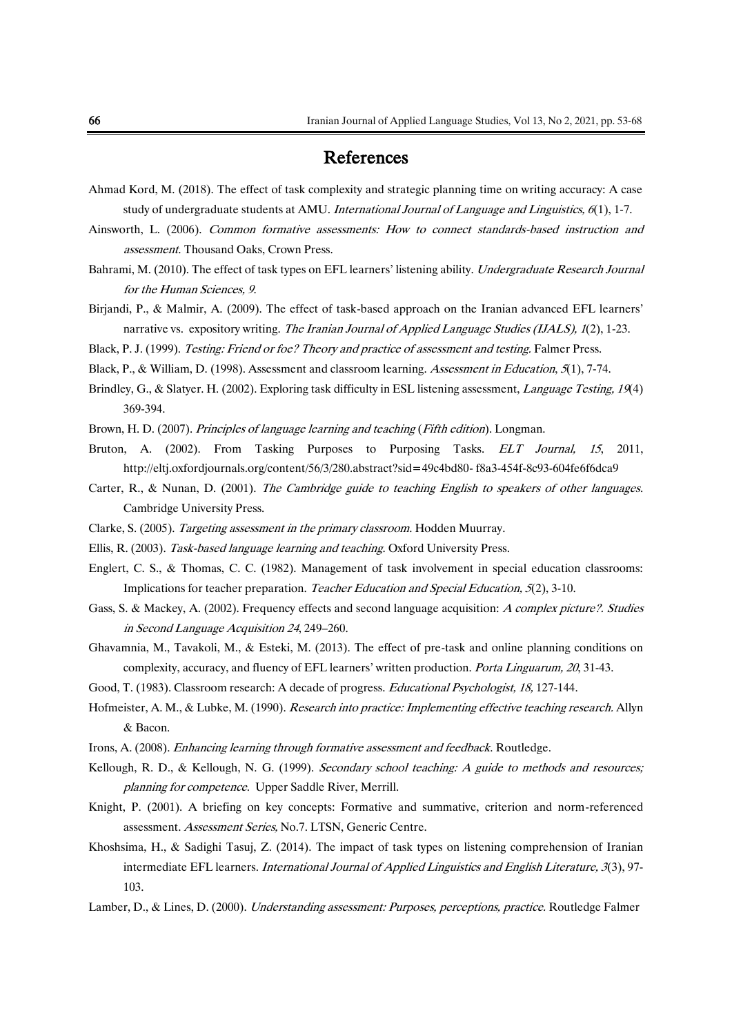## References

Ahmad Kord, M. (2018). The effect of task complexity and strategic planning time on writing accuracy: A case study of undergraduate students at AMU. *International Journal of Language and Linguistics, 6*(1), 1-7.

Ainsworth, L. (2006). *Common formative assessments: How to connect standards-based instruction and assessment*. Thousand Oaks, Crown Press.

Bahrami, M. (2010). The effect of task types on EFL learners' listening ability. *Undergraduate Research Journal for the Human Sciences, 9*.

Birjandi, P., & Malmir, A. (2009). The effect of task-based approach on the Iranian advanced EFL learners' narrative vs. expository writing. *The Iranian Journal of Applied Language Studies (IJALS), 1*(2), 1-23.

Black, P. J. (1999). *Testing: Friend or foe? Theory and practice of assessment and testing*. Falmer Press.

Black, P., & William, D. (1998). Assessment and classroom learning. *Assessment in Education*, *5*(1), 7-74.

Brindley, G., & Slatyer. H. (2002). Exploring task difficulty in ESL listening assessment, *Language Testing, 19*(4) 369-394.

Brown, H. D. (2007). *Principles of language learning and teaching* (*Fifth edition*). Longman.

Bruton, A. (2002). From Tasking Purposes to Purposing Tasks. *ELT Journal, 15*, 2011, http://eltj.oxfordjournals.org/content/56/3/280.abstract?sid=49c4bd80- f8a3-454f-8c93-604fe6f6dca9

Carter, R., & Nunan, D. (2001). *The Cambridge guide to teaching English to speakers of other languages*. Cambridge University Press.

Clarke, S. (2005). *Targeting assessment in the primary classroom*. Hodden Muurray.

Ellis, R. (2003). *Task-based language learning and teaching*. Oxford University Press.

Englert, C. S., & Thomas, C. C. (1982). Management of task involvement in special education classrooms: Implications for teacher preparation. *Teacher Education and Special Education, 5*(2), 3-10.

Gass, S. & Mackey, A. (2002). Frequency effects and second language acquisition: *A complex picture?. Studies in Second Language Acquisition 24*, 249–260.

Ghavamnia, M., Tavakoli, M., & Esteki, M. (2013). The effect of pre-task and online planning conditions on complexity, accuracy, and fluency of EFL learners' written production. *Porta Linguarum, 20*, 31-43.

Good, T. (1983). Classroom research: A decade of progress. *Educational Psychologist, 18*, 127-144.

Hofmeister, A. M., & Lubke, M. (1990). *Research into practice: Implementing effective teaching research*. Allyn & Bacon.

Irons, A. (2008). *Enhancing learning through formative assessment and feedback*. Routledge.

Kellough, R. D., & Kellough, N. G. (1999). *Secondary school teaching: A guide to methods and resources; planning for competence*. Upper Saddle River, Merrill.

Knight, P. (2001). A briefing on key concepts: Formative and summative, criterion and norm-referenced assessment. *Assessment Series,* No.7. LTSN, Generic Centre.

Khoshsima, H., & Sadighi Tasuj, Z. (2014). The impact of task types on listening comprehension of Iranian intermediate EFL learners. *International Journal of Applied Linguistics and English Literature, 3*(3), 97-103.

Lamber, D., & Lines, D. (2000). *Understanding assessment: Purposes, perceptions, practice*. Routledge Falmer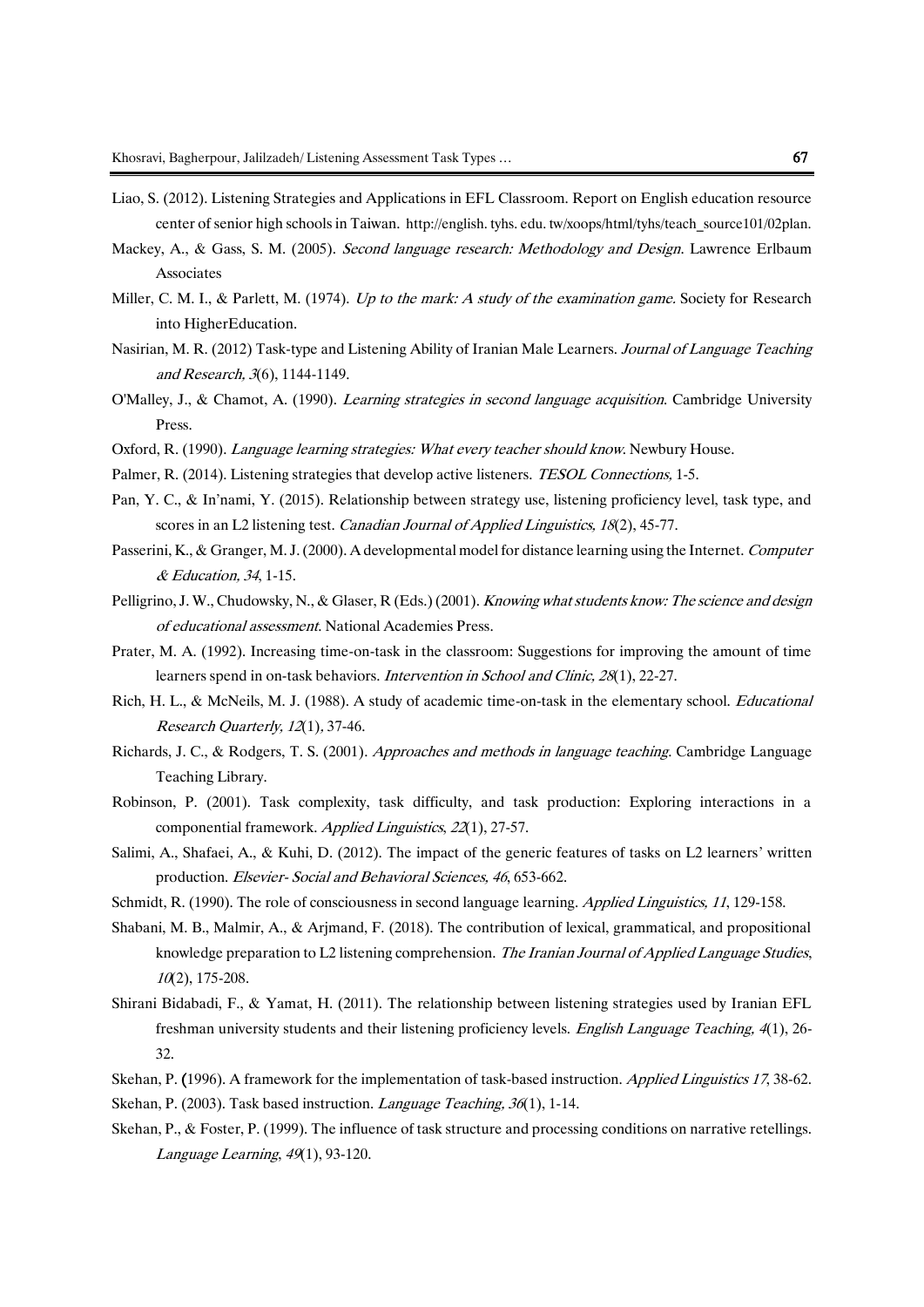Liao, S. (2012). Listening Strategies and Applications in EFL Classroom. Report on English education resource center of senior high schools in Taiwan. http://english. tyhs. edu. tw/xoops/html/tyhs/teach_source101/02plan.

Mackey, A., & Gass, S. M. (2005). *Second language research: Methodology and Design*. Lawrence Erlbaum Associates

Miller, C. M. I., & Parlett, M. (1974). *Up to the mark: A study of the examination game*. Society for Research into HigherEducation.

Nasirian, M. R. (2012) Task-type and Listening Ability of Iranian Male Learners. *Journal of Language Teaching and Research, 3*(6), 1144-1149.

O'Malley, J., & Chamot, A. (1990). *Learning strategies in second language acquisition*. Cambridge University Press.

Oxford, R. (1990). *Language learning strategies: What every teacher should know*. Newbury House.

Palmer, R. (2014). Listening strategies that develop active listeners. *TESOL Connections,* 1-5.

Pan, Y. C., & In'nami, Y. (2015). Relationship between strategy use, listening proficiency level, task type, and scores in an L2 listening test. *Canadian Journal of Applied Linguistics, 18*(2), 45-77.

Passerini, K., & Granger, M. J. (2000). A developmental model for distance learning using the Internet. *Computer & Education, 34*, 1-15.

Pelligrino, J. W., Chudowsky, N., & Glaser, R (Eds.) (2001). *Knowing what students know: The science and design of educational assessment*. National Academies Press.

Prater, M. A. (1992). Increasing time-on-task in the classroom: Suggestions for improving the amount of time learners spend in on-task behaviors. *Intervention in School and Clinic, 28*(1), 22-27.

Rich, H. L., & McNeils, M. J. (1988). A study of academic time-on-task in the elementary school. *Educational Research Quarterly, 12*(1), 37-46.

Richards, J. C., & Rodgers, T. S. (2001). *Approaches and methods in language teaching*. Cambridge Language Teaching Library.

Robinson, P. (2001). Task complexity, task difficulty, and task production: Exploring interactions in a componential framework. *Applied Linguistics*, *22*(1), 27-57.

Salimi, A., Shafaei, A., & Kuhi, D. (2012). The impact of the generic features of tasks on L2 learners' written production. *Elsevier- Social and Behavioral Sciences, 46*, 653-662.

Schmidt, R. (1990). The role of consciousness in second language learning. *Applied Linguistics, 11*, 129-158.

Shabani, M. B., Malmir, A., & Arjmand, F. (2018). The contribution of lexical, grammatical, and propositional knowledge preparation to L2 listening comprehension. *The Iranian Journal of Applied Language Studies*, *10*(2), 175-208.

Shirani Bidabadi, F., & Yamat, H. (2011). The relationship between listening strategies used by Iranian EFL freshman university students and their listening proficiency levels. *English Language Teaching, 4*(1), 26-32.

Skehan, P. (1996). A framework for the implementation of task-based instruction. *Applied Linguistics 17*, 38-62.

Skehan, P. (2003). Task based instruction. *Language Teaching, 36*(1), 1-14.

Skehan, P., & Foster, P. (1999). The influence of task structure and processing conditions on narrative retellings. *Language Learning*, *49*(1), 93-120.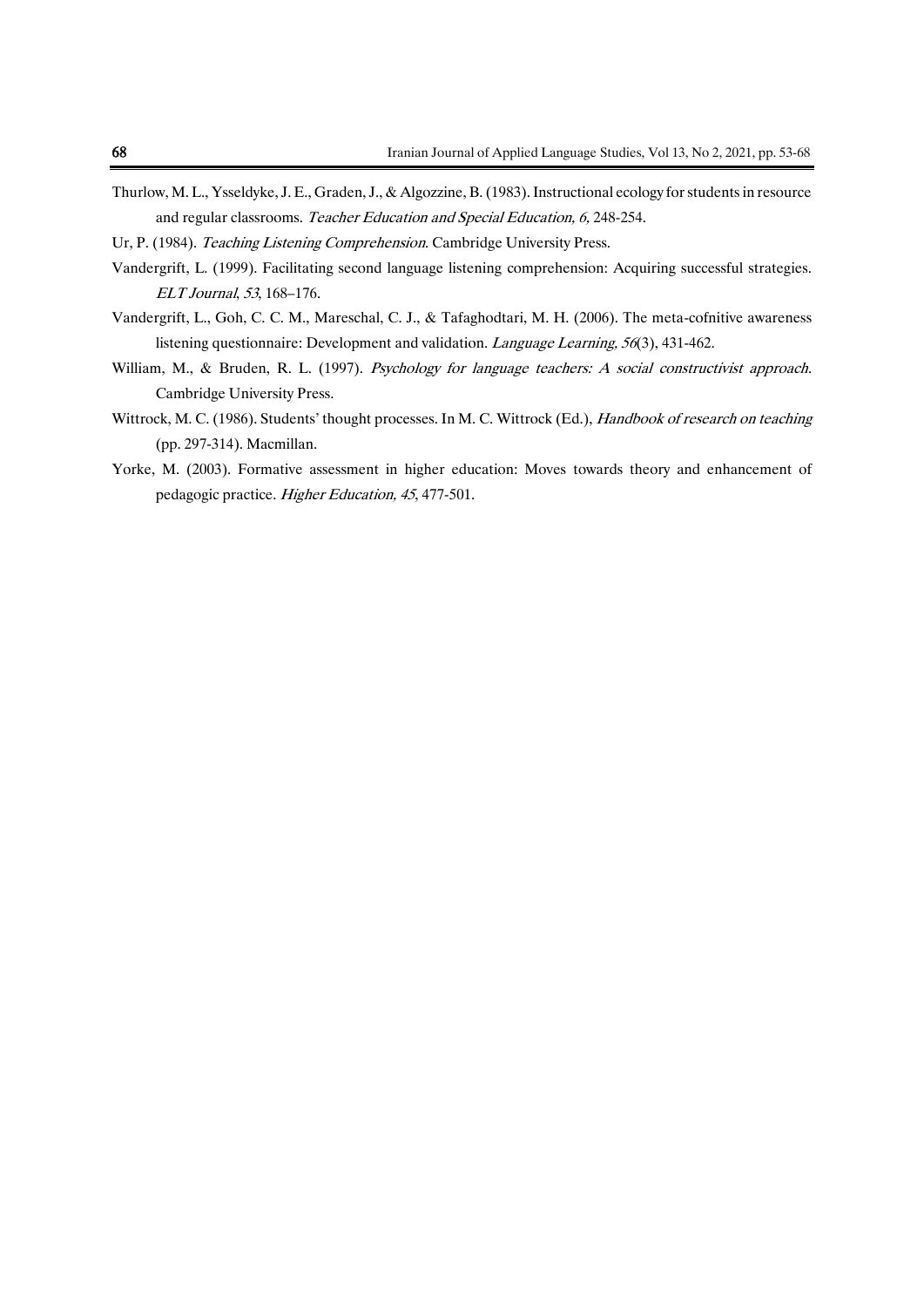Thurlow, M. L., Ysseldyke, J. E., Graden, J., & Algozzine, B. (1983). Instructional ecology for students in resource and regular classrooms. *Teacher Education and Special Education, 6,* 248-254.

Ur, P. (1984). *Teaching Listening Comprehension*. Cambridge University Press.

Vandergrift, L. (1999). Facilitating second language listening comprehension: Acquiring successful strategies. *ELT Journal*, *53*, 168–176.

Vandergrift, L., Goh, C. C. M., Mareschal, C. J., & Tafaghodtari, M. H. (2006). The meta-cofnitive awareness listening questionnaire: Development and validation. *Language Learning, 56*(3), 431-462.

William, M., & Bruden, R. L. (1997). *Psychology for language teachers: A social constructivist approach*. Cambridge University Press.

Wittrock, M. C. (1986). Students' thought processes. In M. C. Wittrock (Ed.), *Handbook of research on teaching* (pp. 297-314). Macmillan.

Yorke, M. (2003). Formative assessment in higher education: Moves towards theory and enhancement of pedagogic practice. *Higher Education, 45*, 477-501.